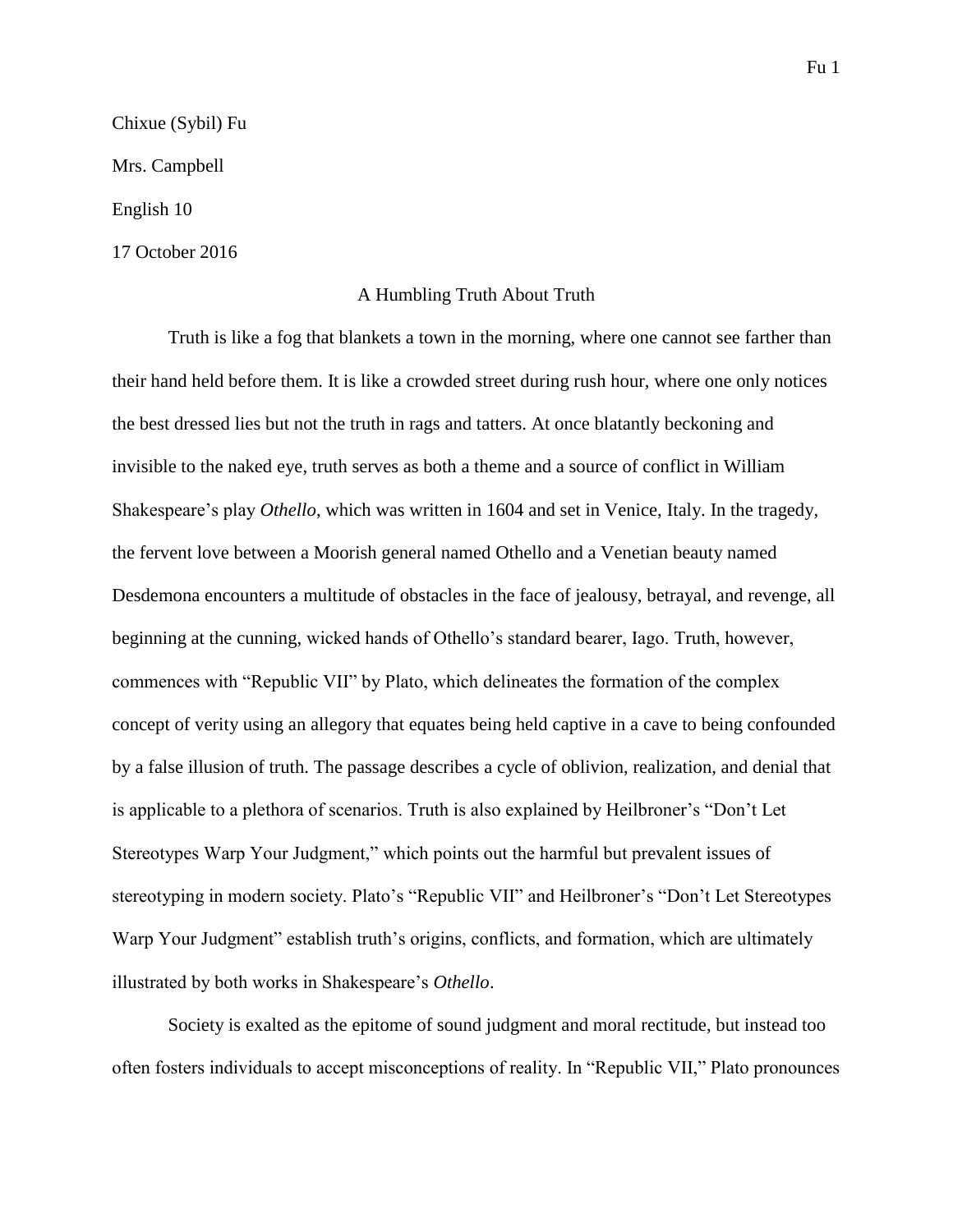Chixue (Sybil) Fu

Mrs. Campbell

English 10

17 October 2016

# A Humbling Truth About Truth

Truth is like a fog that blankets a town in the morning, where one cannot see farther than their hand held before them. It is like a crowded street during rush hour, where one only notices the best dressed lies but not the truth in rags and tatters. At once blatantly beckoning and invisible to the naked eye, truth serves as both a theme and a source of conflict in William Shakespeare's play *Othello*, which was written in 1604 and set in Venice, Italy. In the tragedy, the fervent love between a Moorish general named Othello and a Venetian beauty named Desdemona encounters a multitude of obstacles in the face of jealousy, betrayal, and revenge, all beginning at the cunning, wicked hands of Othello's standard bearer, Iago. Truth, however, commences with "Republic VII" by Plato, which delineates the formation of the complex concept of verity using an allegory that equates being held captive in a cave to being confounded by a false illusion of truth. The passage describes a cycle of oblivion, realization, and denial that is applicable to a plethora of scenarios. Truth is also explained by Heilbroner's "Don't Let Stereotypes Warp Your Judgment," which points out the harmful but prevalent issues of stereotyping in modern society. Plato's "Republic VII" and Heilbroner's "Don't Let Stereotypes Warp Your Judgment" establish truth's origins, conflicts, and formation, which are ultimately illustrated by both works in Shakespeare's *Othello*.

Society is exalted as the epitome of sound judgment and moral rectitude, but instead too often fosters individuals to accept misconceptions of reality. In "Republic VII," Plato pronounces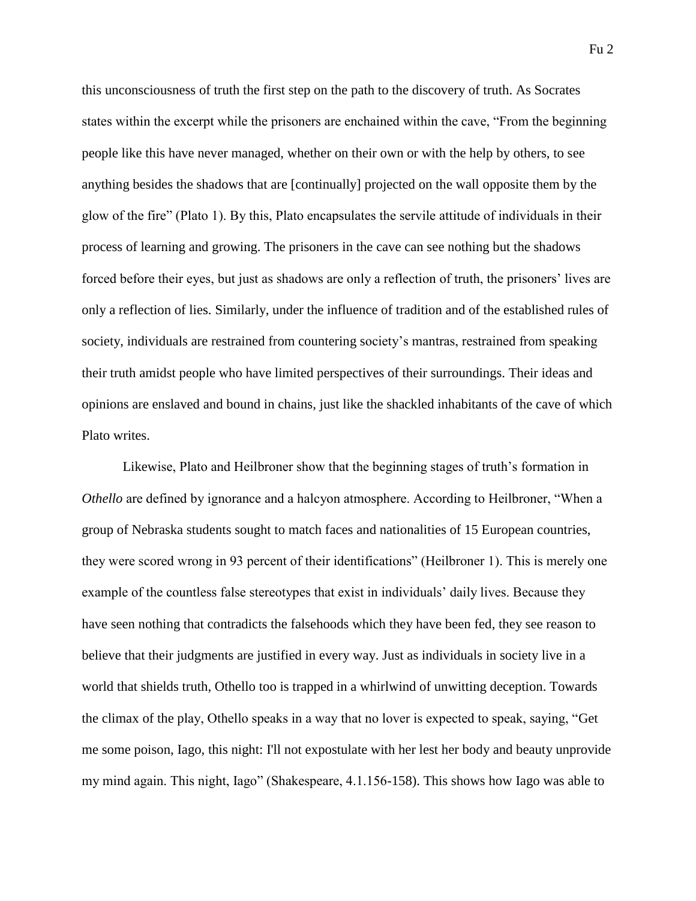this unconsciousness of truth the first step on the path to the discovery of truth. As Socrates states within the excerpt while the prisoners are enchained within the cave, "From the beginning people like this have never managed, whether on their own or with the help by others, to see anything besides the shadows that are [continually] projected on the wall opposite them by the glow of the fire" (Plato 1). By this, Plato encapsulates the servile attitude of individuals in their process of learning and growing. The prisoners in the cave can see nothing but the shadows forced before their eyes, but just as shadows are only a reflection of truth, the prisoners' lives are only a reflection of lies. Similarly, under the influence of tradition and of the established rules of society, individuals are restrained from countering society's mantras, restrained from speaking their truth amidst people who have limited perspectives of their surroundings. Their ideas and opinions are enslaved and bound in chains, just like the shackled inhabitants of the cave of which Plato writes.

Likewise, Plato and Heilbroner show that the beginning stages of truth's formation in *Othello* are defined by ignorance and a halcyon atmosphere. According to Heilbroner, "When a group of Nebraska students sought to match faces and nationalities of 15 European countries, they were scored wrong in 93 percent of their identifications" (Heilbroner 1). This is merely one example of the countless false stereotypes that exist in individuals' daily lives. Because they have seen nothing that contradicts the falsehoods which they have been fed, they see reason to believe that their judgments are justified in every way. Just as individuals in society live in a world that shields truth, Othello too is trapped in a whirlwind of unwitting deception. Towards the climax of the play, Othello speaks in a way that no lover is expected to speak, saying, "Get me some poison, Iago, this night: I'll not expostulate with her lest her body and beauty unprovide my mind again. This night, Iago" (Shakespeare, 4.1.156-158). This shows how Iago was able to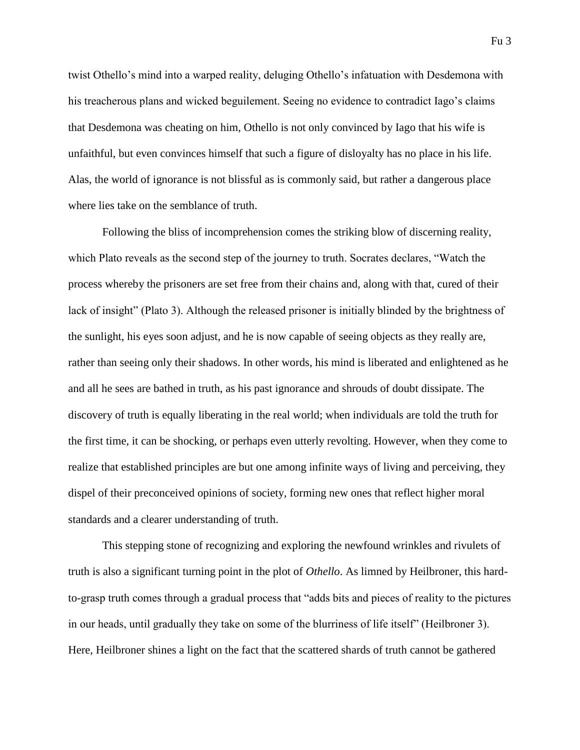twist Othello's mind into a warped reality, deluging Othello's infatuation with Desdemona with his treacherous plans and wicked beguilement. Seeing no evidence to contradict Iago's claims that Desdemona was cheating on him, Othello is not only convinced by Iago that his wife is unfaithful, but even convinces himself that such a figure of disloyalty has no place in his life. Alas, the world of ignorance is not blissful as is commonly said, but rather a dangerous place where lies take on the semblance of truth.

Following the bliss of incomprehension comes the striking blow of discerning reality, which Plato reveals as the second step of the journey to truth. Socrates declares, "Watch the process whereby the prisoners are set free from their chains and, along with that, cured of their lack of insight" (Plato 3). Although the released prisoner is initially blinded by the brightness of the sunlight, his eyes soon adjust, and he is now capable of seeing objects as they really are, rather than seeing only their shadows. In other words, his mind is liberated and enlightened as he and all he sees are bathed in truth, as his past ignorance and shrouds of doubt dissipate. The discovery of truth is equally liberating in the real world; when individuals are told the truth for the first time, it can be shocking, or perhaps even utterly revolting. However, when they come to realize that established principles are but one among infinite ways of living and perceiving, they dispel of their preconceived opinions of society, forming new ones that reflect higher moral standards and a clearer understanding of truth.

This stepping stone of recognizing and exploring the newfound wrinkles and rivulets of truth is also a significant turning point in the plot of *Othello*. As limned by Heilbroner, this hard-to-grasp truth comes through a gradual process that "adds bits and pieces of reality to the pictures in our heads, until gradually they take on some of the blurriness of life itself" (Heilbroner 3). Here, Heilbroner shines a light on the fact that the scattered shards of truth cannot be gathered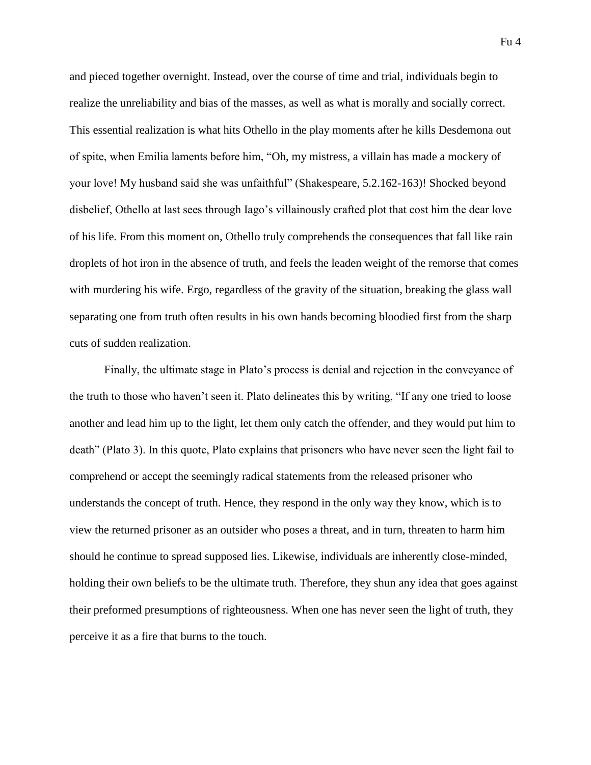and pieced together overnight. Instead, over the course of time and trial, individuals begin to realize the unreliability and bias of the masses, as well as what is morally and socially correct. This essential realization is what hits Othello in the play moments after he kills Desdemona out of spite, when Emilia laments before him, “Oh, my mistress, a villain has made a mockery of your love! My husband said she was unfaithful” (Shakespeare, 5.2.162-163)! Shocked beyond disbelief, Othello at last sees through Iago’s villainously crafted plot that cost him the dear love of his life. From this moment on, Othello truly comprehends the consequences that fall like rain droplets of hot iron in the absence of truth, and feels the leaden weight of the remorse that comes with murdering his wife. Ergo, regardless of the gravity of the situation, breaking the glass wall separating one from truth often results in his own hands becoming bloodied first from the sharp cuts of sudden realization.

Finally, the ultimate stage in Plato’s process is denial and rejection in the conveyance of the truth to those who haven’t seen it. Plato delineates this by writing, “If any one tried to loose another and lead him up to the light, let them only catch the offender, and they would put him to death” (Plato 3). In this quote, Plato explains that prisoners who have never seen the light fail to comprehend or accept the seemingly radical statements from the released prisoner who understands the concept of truth. Hence, they respond in the only way they know, which is to view the returned prisoner as an outsider who poses a threat, and in turn, threaten to harm him should he continue to spread supposed lies. Likewise, individuals are inherently close-minded, holding their own beliefs to be the ultimate truth. Therefore, they shun any idea that goes against their preformed presumptions of righteousness. When one has never seen the light of truth, they perceive it as a fire that burns to the touch.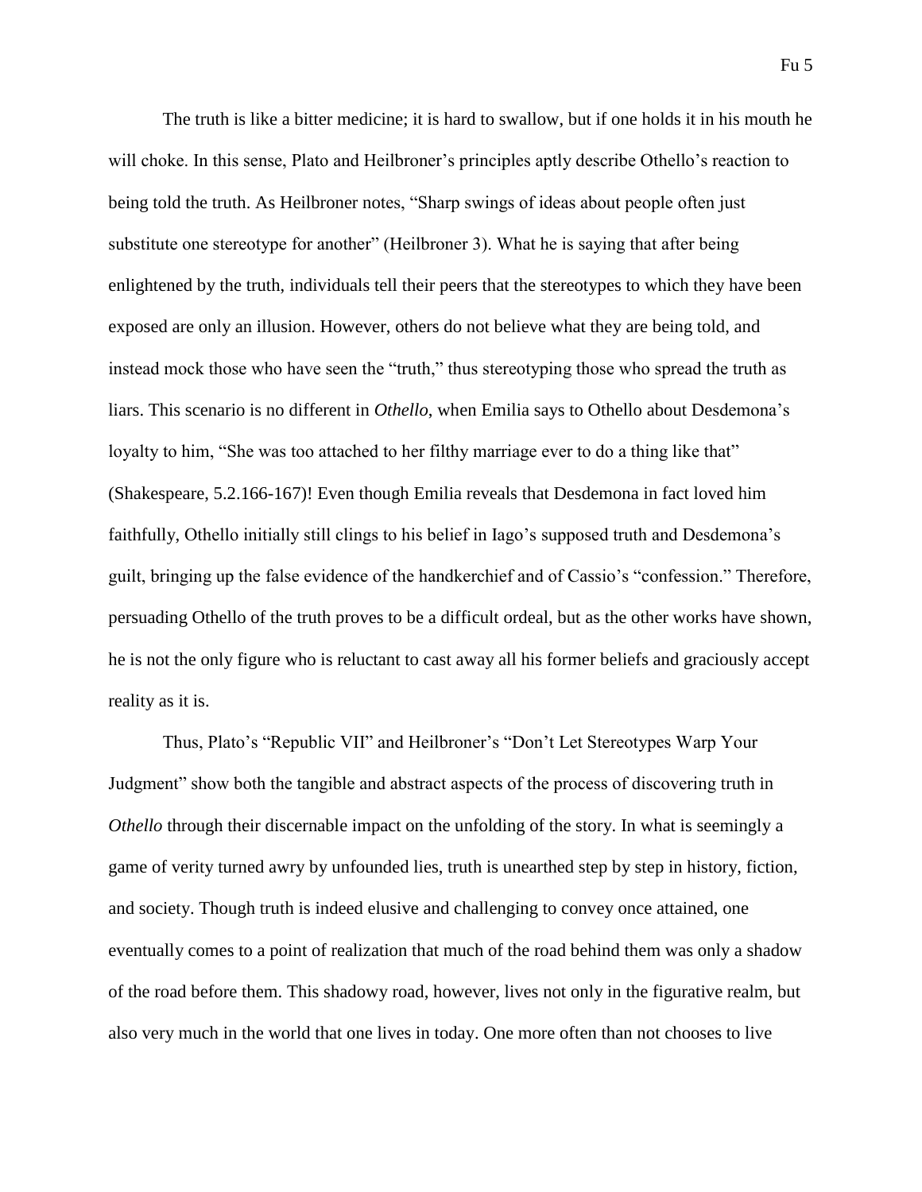The truth is like a bitter medicine; it is hard to swallow, but if one holds it in his mouth he will choke. In this sense, Plato and Heilbroner's principles aptly describe Othello's reaction to being told the truth. As Heilbroner notes, "Sharp swings of ideas about people often just substitute one stereotype for another" (Heilbroner 3). What he is saying that after being enlightened by the truth, individuals tell their peers that the stereotypes to which they have been exposed are only an illusion. However, others do not believe what they are being told, and instead mock those who have seen the "truth," thus stereotyping those who spread the truth as liars. This scenario is no different in *Othello*, when Emilia says to Othello about Desdemona's loyalty to him, "She was too attached to her filthy marriage ever to do a thing like that" (Shakespeare, 5.2.166-167)! Even though Emilia reveals that Desdemona in fact loved him faithfully, Othello initially still clings to his belief in Iago's supposed truth and Desdemona's guilt, bringing up the false evidence of the handkerchief and of Cassio's "confession." Therefore, persuading Othello of the truth proves to be a difficult ordeal, but as the other works have shown, he is not the only figure who is reluctant to cast away all his former beliefs and graciously accept reality as it is.

Thus, Plato's "Republic VII" and Heilbroner's "Don't Let Stereotypes Warp Your Judgment" show both the tangible and abstract aspects of the process of discovering truth in *Othello* through their discernable impact on the unfolding of the story. In what is seemingly a game of verity turned awry by unfounded lies, truth is unearthed step by step in history, fiction, and society. Though truth is indeed elusive and challenging to convey once attained, one eventually comes to a point of realization that much of the road behind them was only a shadow of the road before them. This shadowy road, however, lives not only in the figurative realm, but also very much in the world that one lives in today. One more often than not chooses to live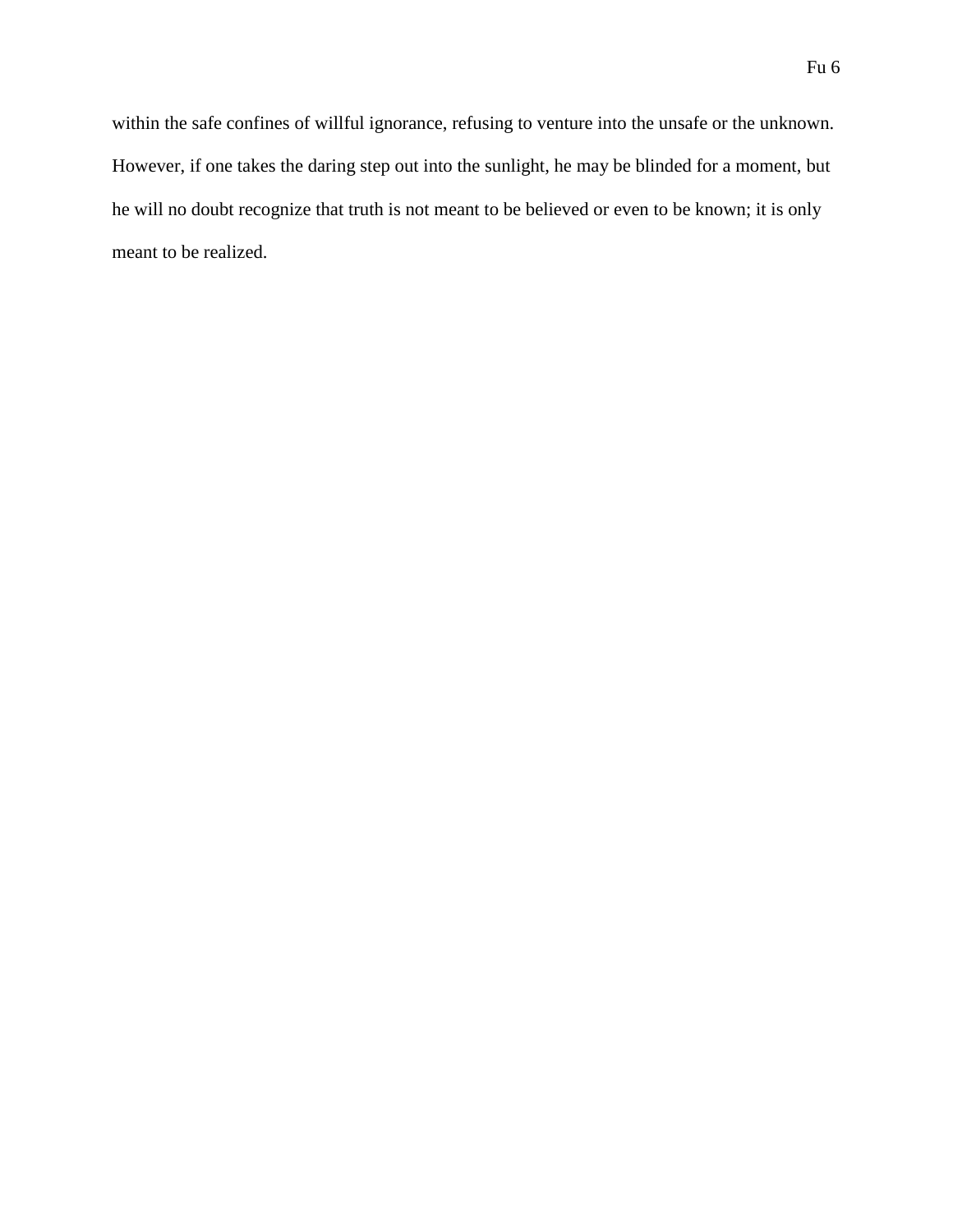within the safe confines of willful ignorance, refusing to venture into the unsafe or the unknown. However, if one takes the daring step out into the sunlight, he may be blinded for a moment, but he will no doubt recognize that truth is not meant to be believed or even to be known; it is only meant to be realized.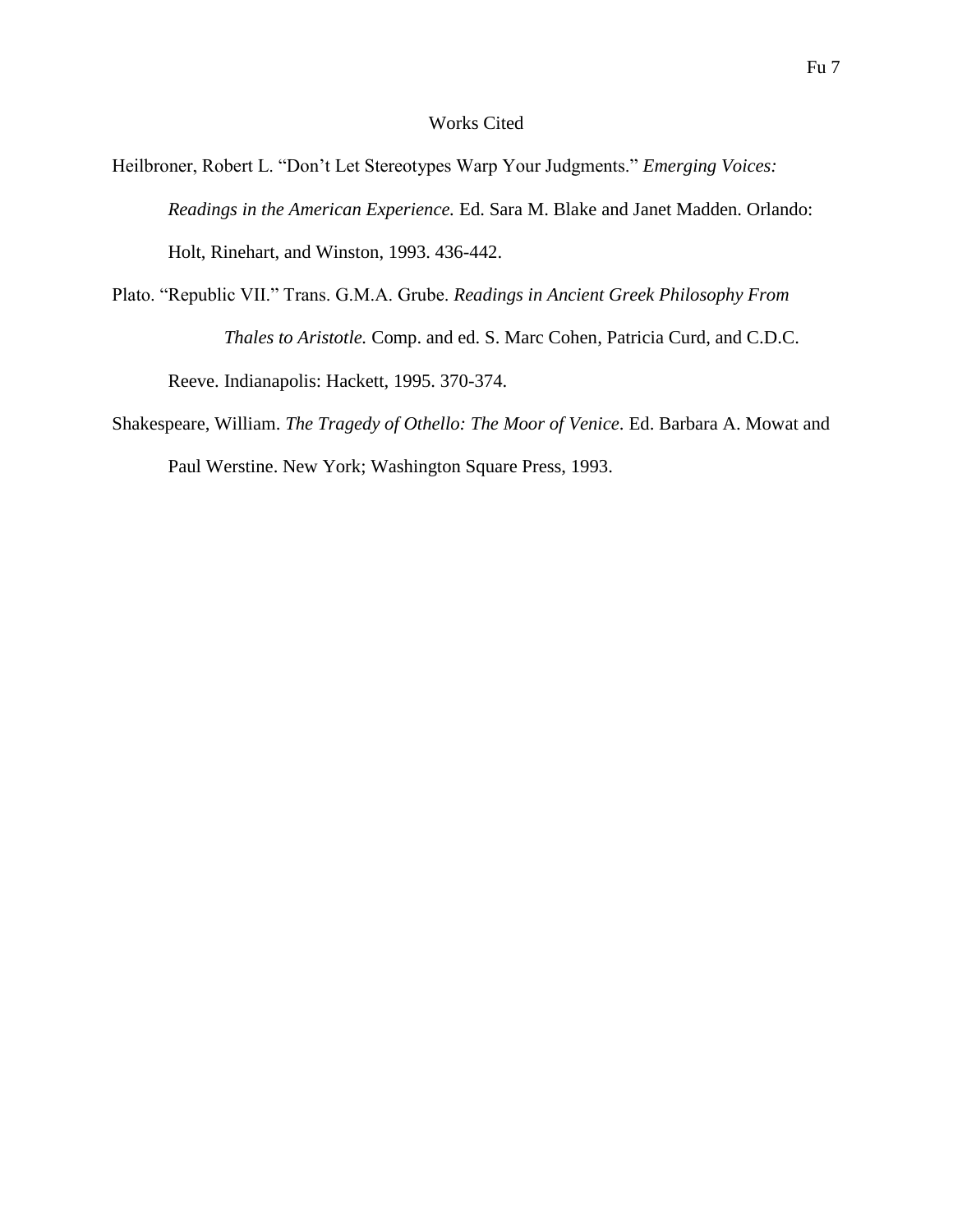# Works Cited

Heilbroner, Robert L. "Don't Let Stereotypes Warp Your Judgments." *Emerging Voices: Readings in the American Experience.* Ed. Sara M. Blake and Janet Madden. Orlando: Holt, Rinehart, and Winston, 1993. 436-442.

Plato. "Republic VII." Trans. G.M.A. Grube. *Readings in Ancient Greek Philosophy From Thales to Aristotle.* Comp. and ed. S. Marc Cohen, Patricia Curd, and C.D.C. Reeve. Indianapolis: Hackett, 1995. 370-374.

Shakespeare, William. *The Tragedy of Othello: The Moor of Venice*. Ed. Barbara A. Mowat and Paul Werstine. New York; Washington Square Press, 1993.